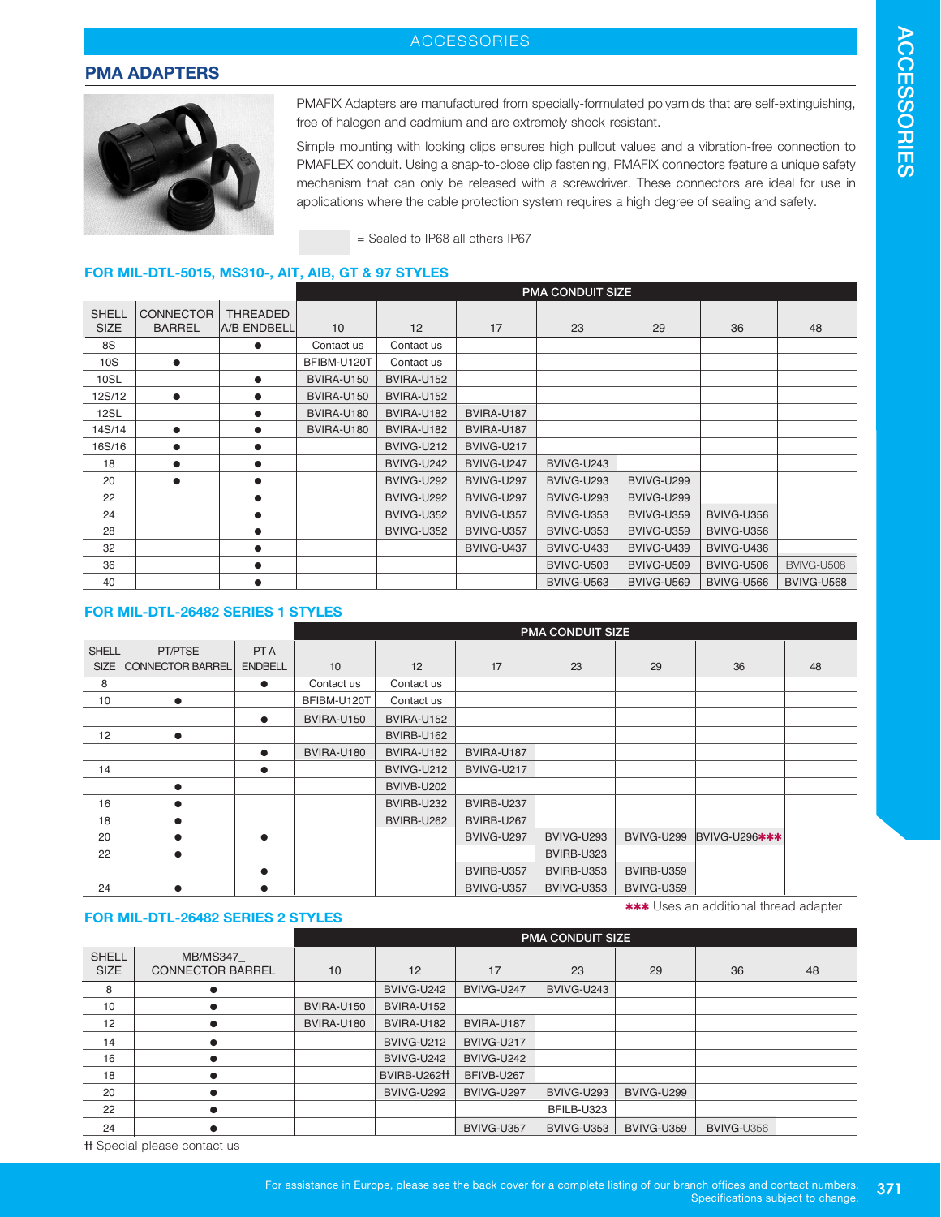## PMA ADAPTERS

PMAFIX Adapters are manufactured from specially-formulated polyamids that are self-extinguishing, free of halogen and cadmium and are extremely shock-resistant.

Simple mounting with locking clips ensures high pullout values and a vibration-free connection to PMAFLEX conduit. Using a snap-to-close clip fastening, PMAFIX connectors feature a unique safety mechanism that can only be released with a screwdriver. These connectors are ideal for use in applications where the cable protection system requires a high degree of sealing and safety.

= Sealed to IP68 all others IP67

### FOR MIL-DTL-5015, MS310-, AIT, AIB, GT & 97 STYLES

| | | | PMA CONDUIT SIZE | | | | | | |
|---|---|---|---|---|---|---|---|---|---|
| SHELL SIZE | CONNECTOR BARREL | THREADED A/B ENDBELL | 10 | 12 | 17 | 23 | 29 | 36 | 48 |
| 8S | | ● | Contact us | Contact us | | | | | |
| 10S | ● | | BFIBM-U120T | Contact us | | | | | |
| 10SL | | ● | BVIRA-U150 | BVIRA-U152 | | | | | |
| 12S/12 | ● | ● | BVIRA-U150 | BVIRA-U152 | | | | | |
| 12SL | | ● | BVIRA-U180 | BVIRA-U182 | BVIRA-U187 | | | | |
| 14S/14 | ● | ● | BVIRA-U180 | BVIRA-U182 | BVIRA-U187 | | | | |
| 16S/16 | ● | ● | | BVIVG-U212 | BVIVG-U217 | | | | |
| 18 | ● | ● | | BVIVG-U242 | BVIVG-U247 | BVIVG-U243 | | | |
| 20 | ● | ● | | BVIVG-U292 | BVIVG-U297 | BVIVG-U293 | BVIVG-U299 | | |
| 22 | | ● | | BVIVG-U292 | BVIVG-U297 | BVIVG-U293 | BVIVG-U299 | | |
| 24 | | ● | | BVIVG-U352 | BVIVG-U357 | BVIVG-U353 | BVIVG-U359 | BVIVG-U356 | |
| 28 | | ● | | BVIVG-U352 | BVIVG-U357 | BVIVG-U353 | BVIVG-U359 | BVIVG-U356 | |
| 32 | | ● | | | BVIVG-U437 | BVIVG-U433 | BVIVG-U439 | BVIVG-U436 | |
| 36 | | ● | | | | BVIVG-U503 | BVIVG-U509 | BVIVG-U506 | BVIVG-U508 |
| 40 | | ● | | | | BVIVG-U563 | BVIVG-U569 | BVIVG-U566 | BVIVG-U568 |

### FOR MIL-DTL-26482 SERIES 1 STYLES

| | | | PMA CONDUIT SIZE | | | | | | |
|---|---|---|---|---|---|---|---|---|---|
| SHELL SIZE | PT/PTSE CONNECTOR BARREL | PT A ENDBELL | 10 | 12 | 17 | 23 | 29 | 36 | 48 |
| 8 | | ● | Contact us | Contact us | | | | | |
| 10 | ● | | BFIBM-U120T | Contact us | | | | | |
| | | ● | BVIRA-U150 | BVIRA-U152 | | | | | |
| 12 | ● | | | BVIRB-U162 | | | | | |
| | | ● | BVIRA-U180 | BVIRA-U182 | BVIRA-U187 | | | | |
| 14 | | ● | | BVIVG-U212 | BVIVG-U217 | | | | |
| | ● | | | BVIVB-U202 | | | | | |
| 16 | ● | | | BVIRB-U232 | BVIRB-U237 | | | | |
| 18 | ● | | | BVIRB-U262 | BVIRB-U267 | | | | |
| 20 | ● | ● | | | BVIVG-U297 | BVIVG-U293 | BVIVG-U299 | BVIVG-U296*** | |
| 22 | ● | | | | | BVIRB-U323 | | | |
| | | ● | | | BVIRB-U357 | BVIRB-U353 | BVIRB-U359 | | |
| 24 | ● | ● | | | BVIVG-U357 | BVIVG-U353 | BVIVG-U359 | | |

*** Uses an additional thread adapter

### FOR MIL-DTL-26482 SERIES 2 STYLES

| | | PMA CONDUIT SIZE | | | | | | |
|---|---|---|---|---|---|---|---|---|
| SHELL SIZE | MB/MS347_ CONNECTOR BARREL | 10 | 12 | 17 | 23 | 29 | 36 | 48 |
| 8 | ● | | BVIVG-U242 | BVIVG-U247 | BVIVG-U243 | | | |
| 10 | ● | BVIRA-U150 | BVIRA-U152 | | | | | |
| 12 | ● | BVIRA-U180 | BVIRA-U182 | BVIRA-U187 | | | | |
| 14 | ● | | BVIVG-U212 | BVIVG-U217 | | | | |
| 16 | ● | | BVIVG-U242 | BVIVG-U242 | | | | |
| 18 | ● | | BVIRB-U262ǂǂ | BFIVB-U267 | | | | |
| 20 | ● | | BVIVG-U292 | BVIVG-U297 | BVIVG-U293 | BVIVG-U299 | | |
| 22 | ● | | | | BFILB-U323 | | | |
| 24 | ● | | | BVIVG-U357 | BVIVG-U353 | BVIVG-U359 | BVIVG-U356 | |

ǂǂ Special please contact us

For assistance in Europe, please see the back cover for a complete listing of our branch offices and contact numbers.
Specifications subject to change.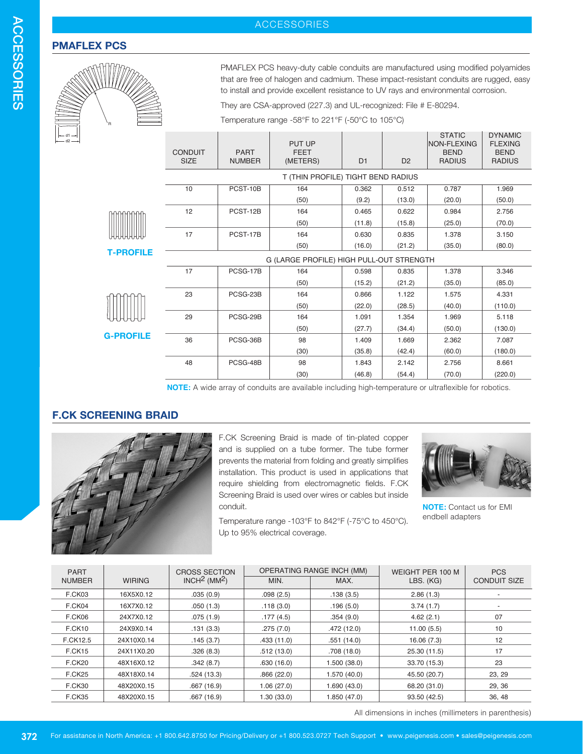## PMAFLEX PCS

PMAFLEX PCS heavy-duty cable conduits are manufactured using modified polyamides that are free of halogen and cadmium. These impact-resistant conduits are rugged, easy to install and provide excellent resistance to UV rays and environmental corrosion.

They are CSA-approved (227.3) and UL-recognized: File # E-80294.

Temperature range -58°F to 221°F (-50°C to 105°C)

| CONDUIT SIZE | PART NUMBER | PUT UP FEET (METERS) | D1 | D2 | STATIC NON-FLEXING BEND RADIUS | DYNAMIC FLEXING BEND RADIUS |
|---|---|---|---|---|---|---|
| **T (THIN PROFILE) TIGHT BEND RADIUS** | | | | | | |
| 10 | PCST-10B | 164 (50) | 0.362 (9.2) | 0.512 (13.0) | 0.787 (20.0) | 1.969 (50.0) |
| 12 | PCST-12B | 164 (50) | 0.465 (11.8) | 0.622 (15.8) | 0.984 (25.0) | 2.756 (70.0) |
| 17 | PCST-17B | 164 (50) | 0.630 (16.0) | 0.835 (21.2) | 1.378 (35.0) | 3.150 (80.0) |
| **G (LARGE PROFILE) HIGH PULL-OUT STRENGTH** | | | | | | |
| 17 | PCSG-17B | 164 (50) | 0.598 (15.2) | 0.835 (21.2) | 1.378 (35.0) | 3.346 (85.0) |
| 23 | PCSG-23B | 164 (50) | 0.866 (22.0) | 1.122 (28.5) | 1.575 (40.0) | 4.331 (110.0) |
| 29 | PCSG-29B | 164 (50) | 1.091 (27.7) | 1.354 (34.4) | 1.969 (50.0) | 5.118 (130.0) |
| 36 | PCSG-36B | 98 (30) | 1.409 (35.8) | 1.669 (42.4) | 2.362 (60.0) | 7.087 (180.0) |
| 48 | PCSG-48B | 98 (30) | 1.843 (46.8) | 2.142 (54.4) | 2.756 (70.0) | 8.661 (220.0) |

T-PROFILE

G-PROFILE

**NOTE:** A wide array of conduits are available including high-temperature or ultraflexible for robotics.

## F.CK SCREENING BRAID

F.CK Screening Braid is made of tin-plated copper and is supplied on a tube former. The tube former prevents the material from folding and greatly simplifies installation. This product is used in applications that require shielding from electromagnetic fields. F.CK Screening Braid is used over wires or cables but inside conduit.

Temperature range -103°F to 842°F (-75°C to 450°C). Up to 95% electrical coverage.

**NOTE:** Contact us for EMI endbell adapters

| PART NUMBER | WIRING | CROSS SECTION INCH$^2$ (MM$^2$) | OPERATING RANGE INCH (MM) | | WEIGHT PER 100 M LBS. (KG) | PCS CONDUIT SIZE |
|---|---|---|---|---|---|---|
| | | | MIN. | MAX. | | |
| F.CK03 | 16X5X0.12 | .035 (0.9) | .098 (2.5) | .138 (3.5) | 2.86 (1.3) | - |
| F.CK04 | 16X7X0.12 | .050 (1.3) | .118 (3.0) | .196 (5.0) | 3.74 (1.7) | - |
| F.CK06 | 24X7X0.12 | .075 (1.9) | .177 (4.5) | .354 (9.0) | 4.62 (2.1) | 07 |
| F.CK10 | 24X9X0.14 | .131 (3.3) | .275 (7.0) | .472 (12.0) | 11.00 (5.5) | 10 |
| F.CK12.5 | 24X10X0.14 | .145 (3.7) | .433 (11.0) | .551 (14.0) | 16.06 (7.3) | 12 |
| F.CK15 | 24X11X0.20 | .326 (8.3) | .512 (13.0) | .708 (18.0) | 25.30 (11.5) | 17 |
| F.CK20 | 48X16X0.12 | .342 (8.7) | .630 (16.0) | 1.500 (38.0) | 33.70 (15.3) | 23 |
| F.CK25 | 48X18X0.14 | .524 (13.3) | .866 (22.0) | 1.570 (40.0) | 45.50 (20.7) | 23, 29 |
| F.CK30 | 48X20X0.15 | .667 (16.9) | 1.06 (27.0) | 1.690 (43.0) | 68.20 (31.0) | 29, 36 |
| F.CK35 | 48X20X0.15 | .667 (16.9) | 1.30 (33.0) | 1.850 (47.0) | 93.50 (42.5) | 36, 48 |

All dimensions in inches (millimeters in parenthesis)